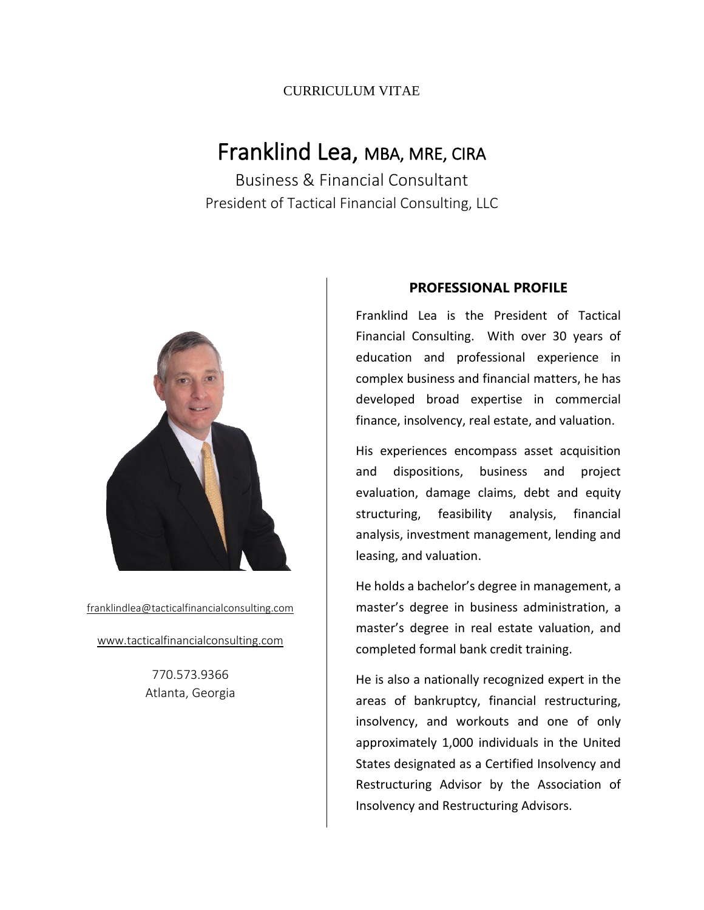CURRICULUM VITAE

# Franklind Lea, MBA, MRE, CIRA

Business & Financial Consultant

President of Tactical Financial Consulting, LLC

franklindlea@tacticalfinancialconsulting.com

www.tacticalfinancialconsulting.com

770.573.9366

Atlanta, Georgia

## PROFESSIONAL PROFILE

Franklind Lea is the President of Tactical Financial Consulting. With over 30 years of education and professional experience in complex business and financial matters, he has developed broad expertise in commercial finance, insolvency, real estate, and valuation.

His experiences encompass asset acquisition and dispositions, business and project evaluation, damage claims, debt and equity structuring, feasibility analysis, financial analysis, investment management, lending and leasing, and valuation.

He holds a bachelor's degree in management, a master's degree in business administration, a master's degree in real estate valuation, and completed formal bank credit training.

He is also a nationally recognized expert in the areas of bankruptcy, financial restructuring, insolvency, and workouts and one of only approximately 1,000 individuals in the United States designated as a Certified Insolvency and Restructuring Advisor by the Association of Insolvency and Restructuring Advisors.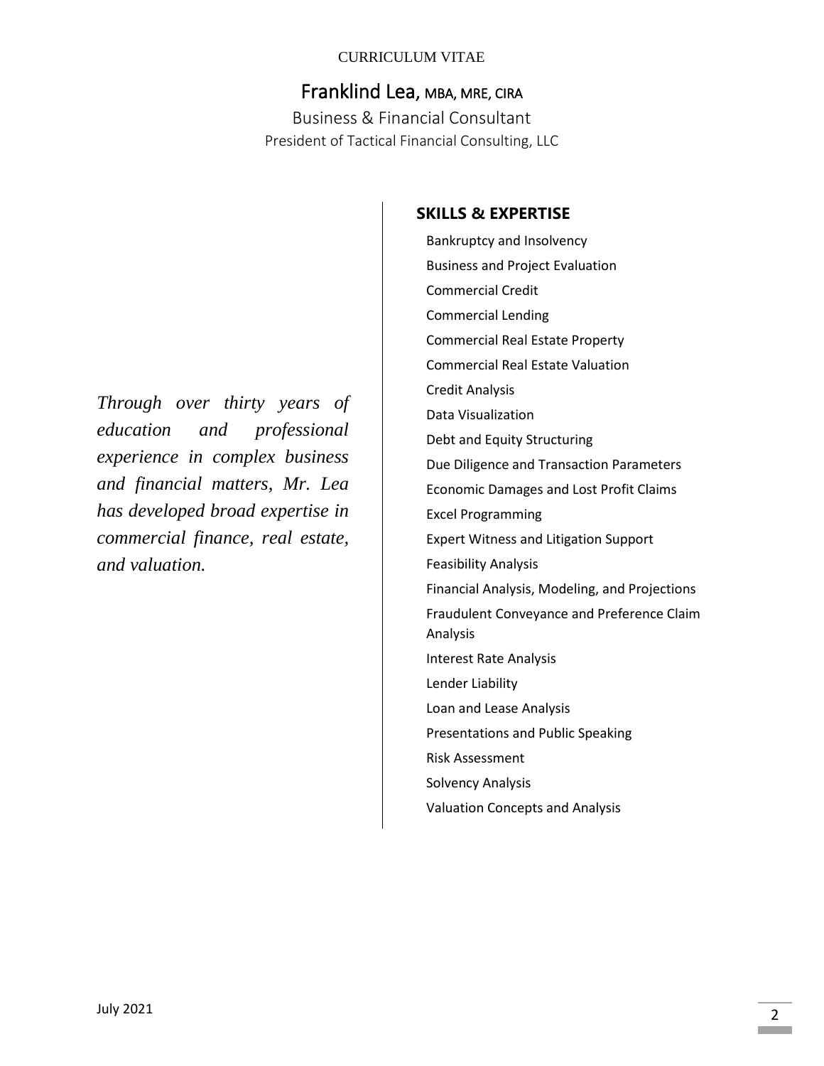CURRICULUM VITAE

# Franklind Lea, MBA, MRE, CIRA

Business & Financial Consultant

President of Tactical Financial Consulting, LLC

*Through over thirty years of education and professional experience in complex business and financial matters, Mr. Lea has developed broad expertise in commercial finance, real estate, and valuation.*

## SKILLS & EXPERTISE

- Bankruptcy and Insolvency
- Business and Project Evaluation
- Commercial Credit
- Commercial Lending
- Commercial Real Estate Property
- Commercial Real Estate Valuation
- Credit Analysis
- Data Visualization
- Debt and Equity Structuring
- Due Diligence and Transaction Parameters
- Economic Damages and Lost Profit Claims
- Excel Programming
- Expert Witness and Litigation Support
- Feasibility Analysis
- Financial Analysis, Modeling, and Projections
- Fraudulent Conveyance and Preference Claim Analysis
- Interest Rate Analysis
- Lender Liability
- Loan and Lease Analysis
- Presentations and Public Speaking
- Risk Assessment
- Solvency Analysis
- Valuation Concepts and Analysis

July 2021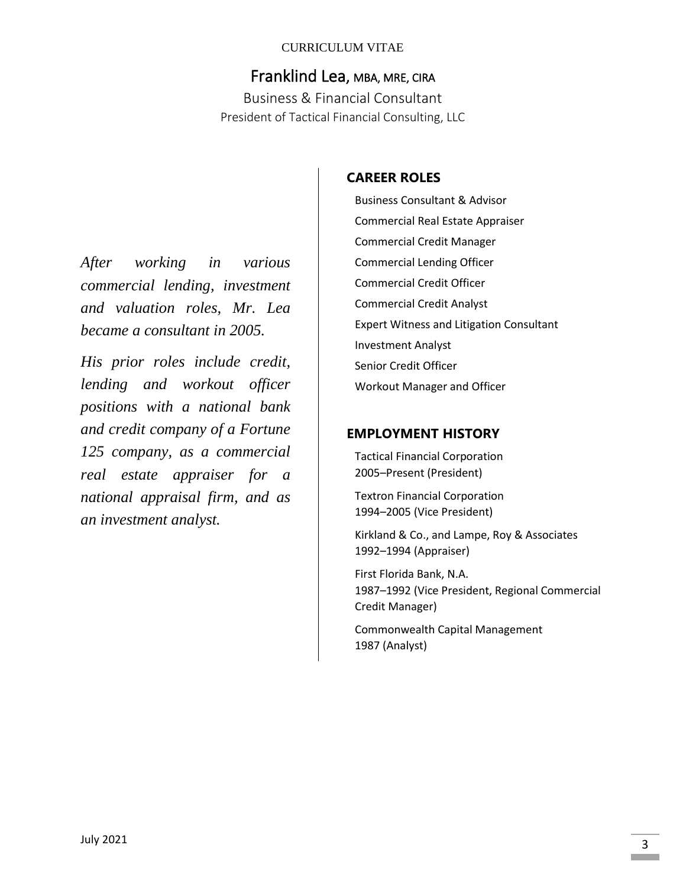CURRICULUM VITAE

# Franklind Lea, MBA, MRE, CIRA

Business & Financial Consultant

President of Tactical Financial Consulting, LLC

*After working in various commercial lending, investment and valuation roles, Mr. Lea became a consultant in 2005.*

*His prior roles include credit, lending and workout officer positions with a national bank and credit company of a Fortune 125 company, as a commercial real estate appraiser for a national appraisal firm, and as an investment analyst.*

## CAREER ROLES

- Business Consultant & Advisor
- Commercial Real Estate Appraiser
- Commercial Credit Manager
- Commercial Lending Officer
- Commercial Credit Officer
- Commercial Credit Analyst
- Expert Witness and Litigation Consultant
- Investment Analyst
- Senior Credit Officer
- Workout Manager and Officer

## EMPLOYMENT HISTORY

Tactical Financial Corporation
2005–Present (President)

Textron Financial Corporation
1994–2005 (Vice President)

Kirkland & Co., and Lampe, Roy & Associates
1992–1994 (Appraiser)

First Florida Bank, N.A.
1987–1992 (Vice President, Regional Commercial Credit Manager)

Commonwealth Capital Management
1987 (Analyst)

July 2021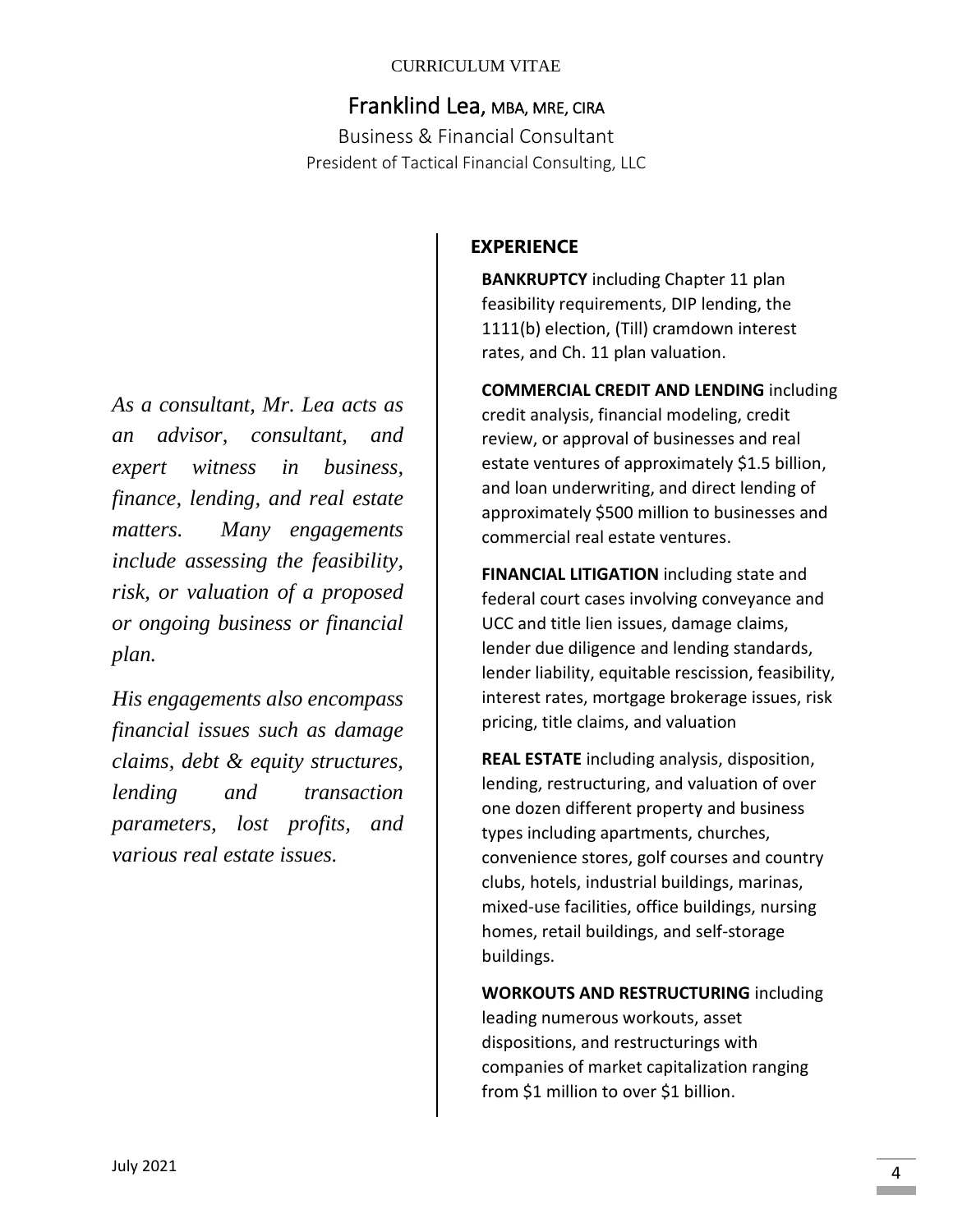CURRICULUM VITAE

# Franklind Lea, MBA, MRE, CIRA

Business & Financial Consultant

President of Tactical Financial Consulting, LLC

*As a consultant, Mr. Lea acts as an advisor, consultant, and expert witness in business, finance, lending, and real estate matters. Many engagements include assessing the feasibility, risk, or valuation of a proposed or ongoing business or financial plan.*

*His engagements also encompass financial issues such as damage claims, debt & equity structures, lending and transaction parameters, lost profits, and various real estate issues.*

## EXPERIENCE

**BANKRUPTCY** including Chapter 11 plan feasibility requirements, DIP lending, the 1111(b) election, (Till) cramdown interest rates, and Ch. 11 plan valuation.

**COMMERCIAL CREDIT AND LENDING** including credit analysis, financial modeling, credit review, or approval of businesses and real estate ventures of approximately $1.5 billion, and loan underwriting, and direct lending of approximately $500 million to businesses and commercial real estate ventures.

**FINANCIAL LITIGATION** including state and federal court cases involving conveyance and UCC and title lien issues, damage claims, lender due diligence and lending standards, lender liability, equitable rescission, feasibility, interest rates, mortgage brokerage issues, risk pricing, title claims, and valuation

**REAL ESTATE** including analysis, disposition, lending, restructuring, and valuation of over one dozen different property and business types including apartments, churches, convenience stores, golf courses and country clubs, hotels, industrial buildings, marinas, mixed-use facilities, office buildings, nursing homes, retail buildings, and self-storage buildings.

**WORKOUTS AND RESTRUCTURING** including leading numerous workouts, asset dispositions, and restructurings with companies of market capitalization ranging from $1 million to over $1 billion.

July 2021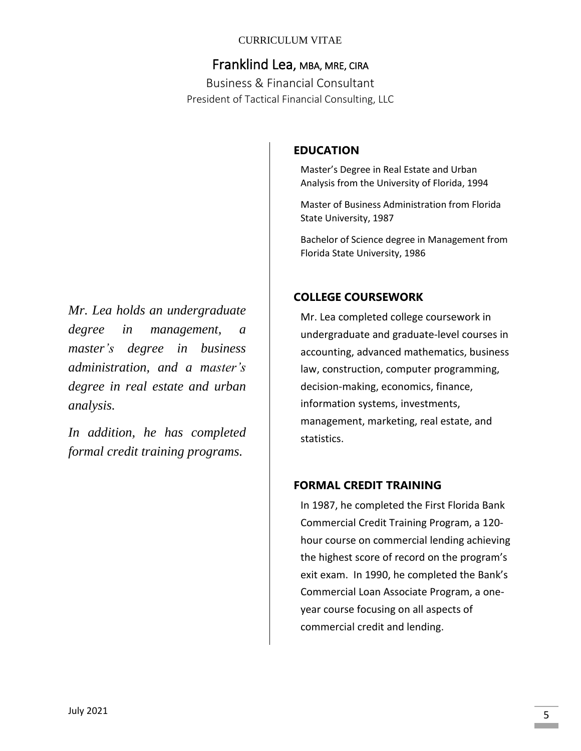CURRICULUM VITAE

# Franklind Lea, MBA, MRE, CIRA

Business & Financial Consultant

President of Tactical Financial Consulting, LLC

*Mr. Lea holds an undergraduate degree in management, a master's degree in business administration, and a master's degree in real estate and urban analysis.*

*In addition, he has completed formal credit training programs.*

## EDUCATION

Master's Degree in Real Estate and Urban Analysis from the University of Florida, 1994

Master of Business Administration from Florida State University, 1987

Bachelor of Science degree in Management from Florida State University, 1986

## COLLEGE COURSEWORK

Mr. Lea completed college coursework in undergraduate and graduate-level courses in accounting, advanced mathematics, business law, construction, computer programming, decision-making, economics, finance, information systems, investments, management, marketing, real estate, and statistics.

## FORMAL CREDIT TRAINING

In 1987, he completed the First Florida Bank Commercial Credit Training Program, a 120-hour course on commercial lending achieving the highest score of record on the program's exit exam. In 1990, he completed the Bank's Commercial Loan Associate Program, a one-year course focusing on all aspects of commercial credit and lending.

July 2021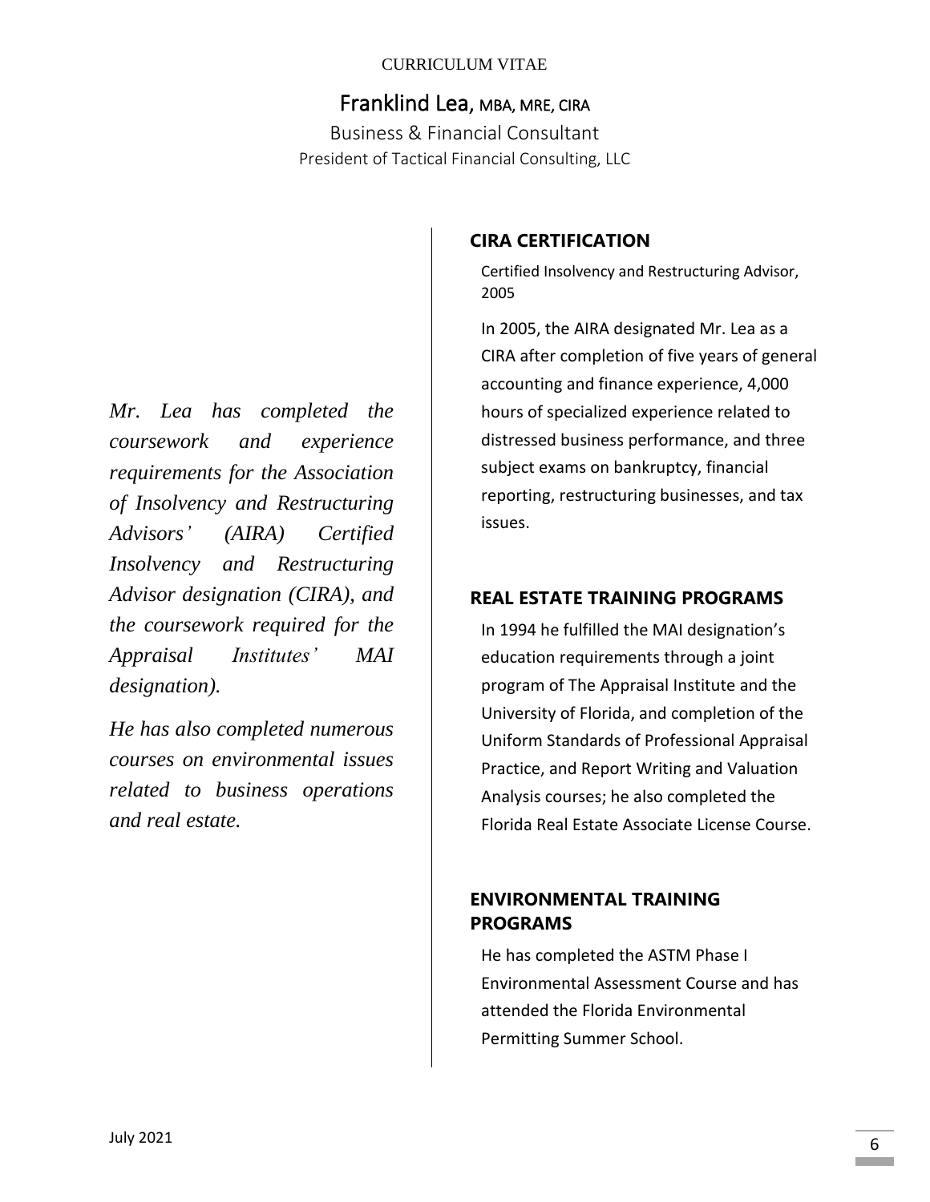CURRICULUM VITAE

# Franklind Lea, MBA, MRE, CIRA

Business & Financial Consultant

President of Tactical Financial Consulting, LLC

*Mr. Lea has completed the coursework and experience requirements for the Association of Insolvency and Restructuring Advisors' (AIRA) Certified Insolvency and Restructuring Advisor designation (CIRA), and the coursework required for the Appraisal Institutes' MAI designation).*

*He has also completed numerous courses on environmental issues related to business operations and real estate.*

## CIRA CERTIFICATION

Certified Insolvency and Restructuring Advisor, 2005

In 2005, the AIRA designated Mr. Lea as a CIRA after completion of five years of general accounting and finance experience, 4,000 hours of specialized experience related to distressed business performance, and three subject exams on bankruptcy, financial reporting, restructuring businesses, and tax issues.

## REAL ESTATE TRAINING PROGRAMS

In 1994 he fulfilled the MAI designation's education requirements through a joint program of The Appraisal Institute and the University of Florida, and completion of the Uniform Standards of Professional Appraisal Practice, and Report Writing and Valuation Analysis courses; he also completed the Florida Real Estate Associate License Course.

## ENVIRONMENTAL TRAINING PROGRAMS

He has completed the ASTM Phase I Environmental Assessment Course and has attended the Florida Environmental Permitting Summer School.

July 2021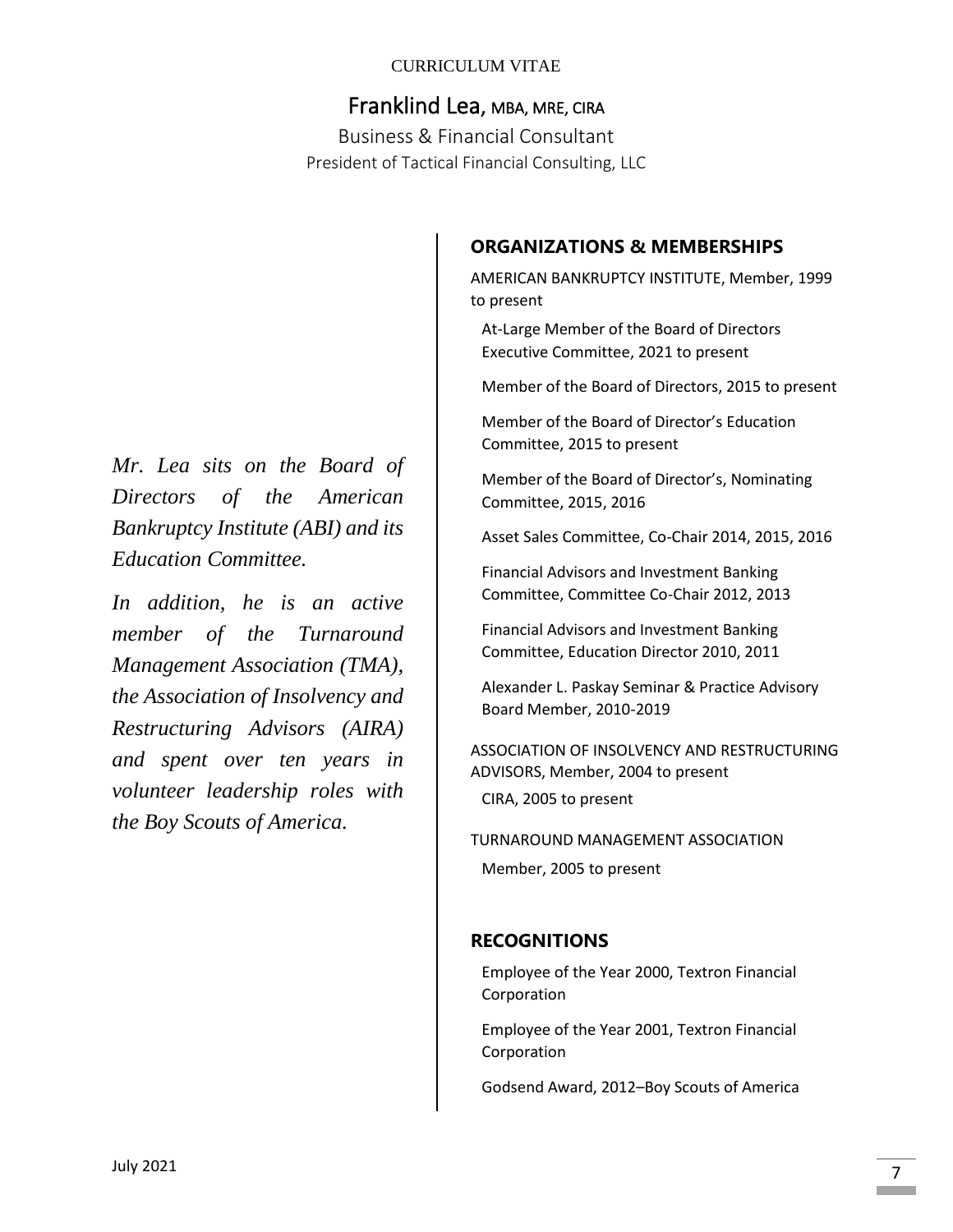CURRICULUM VITAE

# Franklind Lea, MBA, MRE, CIRA

Business & Financial Consultant

President of Tactical Financial Consulting, LLC

*Mr. Lea sits on the Board of Directors of the American Bankruptcy Institute (ABI) and its Education Committee.*

*In addition, he is an active member of the Turnaround Management Association (TMA), the Association of Insolvency and Restructuring Advisors (AIRA) and spent over ten years in volunteer leadership roles with the Boy Scouts of America.*

## ORGANIZATIONS & MEMBERSHIPS

AMERICAN BANKRUPTCY INSTITUTE, Member, 1999 to present

- At-Large Member of the Board of Directors Executive Committee, 2021 to present
- Member of the Board of Directors, 2015 to present
- Member of the Board of Director's Education Committee, 2015 to present
- Member of the Board of Director's, Nominating Committee, 2015, 2016
- Asset Sales Committee, Co-Chair 2014, 2015, 2016
- Financial Advisors and Investment Banking Committee, Committee Co-Chair 2012, 2013
- Financial Advisors and Investment Banking Committee, Education Director 2010, 2011
- Alexander L. Paskay Seminar & Practice Advisory Board Member, 2010-2019

ASSOCIATION OF INSOLVENCY AND RESTRUCTURING ADVISORS, Member, 2004 to present

- CIRA, 2005 to present

TURNAROUND MANAGEMENT ASSOCIATION

- Member, 2005 to present

## RECOGNITIONS

- Employee of the Year 2000, Textron Financial Corporation
- Employee of the Year 2001, Textron Financial Corporation
- Godsend Award, 2012–Boy Scouts of America

July 2021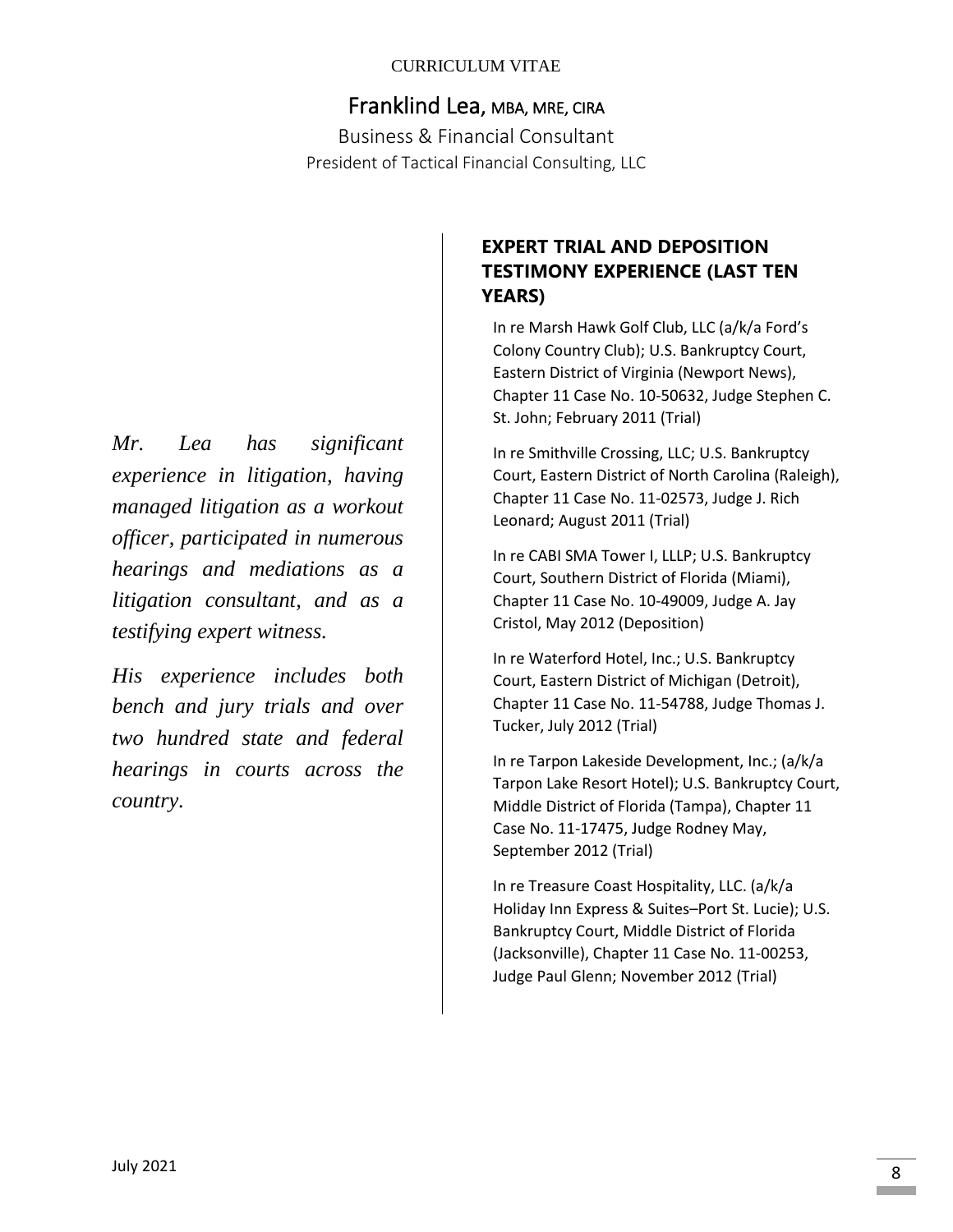CURRICULUM VITAE

# Franklind Lea, MBA, MRE, CIRA

Business & Financial Consultant

President of Tactical Financial Consulting, LLC

*Mr. Lea has significant experience in litigation, having managed litigation as a workout officer, participated in numerous hearings and mediations as a litigation consultant, and as a testifying expert witness.*

*His experience includes both bench and jury trials and over two hundred state and federal hearings in courts across the country.*

## EXPERT TRIAL AND DEPOSITION TESTIMONY EXPERIENCE (LAST TEN YEARS)

In re Marsh Hawk Golf Club, LLC (a/k/a Ford's Colony Country Club); U.S. Bankruptcy Court, Eastern District of Virginia (Newport News), Chapter 11 Case No. 10-50632, Judge Stephen C. St. John; February 2011 (Trial)

In re Smithville Crossing, LLC; U.S. Bankruptcy Court, Eastern District of North Carolina (Raleigh), Chapter 11 Case No. 11-02573, Judge J. Rich Leonard; August 2011 (Trial)

In re CABI SMA Tower I, LLLP; U.S. Bankruptcy Court, Southern District of Florida (Miami), Chapter 11 Case No. 10-49009, Judge A. Jay Cristol, May 2012 (Deposition)

In re Waterford Hotel, Inc.; U.S. Bankruptcy Court, Eastern District of Michigan (Detroit), Chapter 11 Case No. 11-54788, Judge Thomas J. Tucker, July 2012 (Trial)

In re Tarpon Lakeside Development, Inc.; (a/k/a Tarpon Lake Resort Hotel); U.S. Bankruptcy Court, Middle District of Florida (Tampa), Chapter 11 Case No. 11-17475, Judge Rodney May, September 2012 (Trial)

In re Treasure Coast Hospitality, LLC. (a/k/a Holiday Inn Express & Suites–Port St. Lucie); U.S. Bankruptcy Court, Middle District of Florida (Jacksonville), Chapter 11 Case No. 11-00253, Judge Paul Glenn; November 2012 (Trial)

July 2021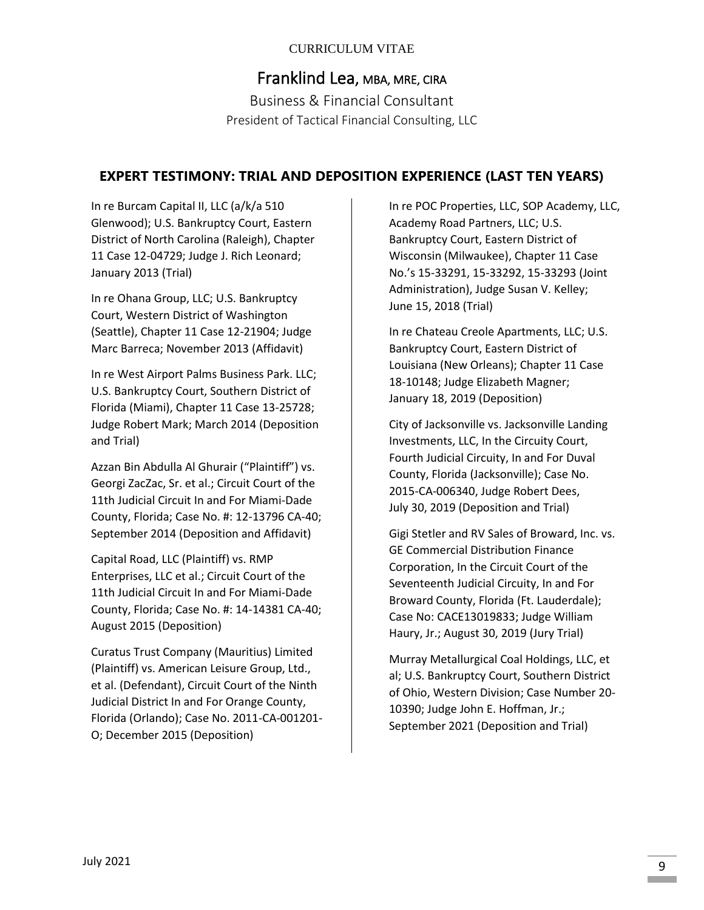CURRICULUM VITAE

# Franklind Lea, MBA, MRE, CIRA

Business & Financial Consultant

President of Tactical Financial Consulting, LLC

## EXPERT TESTIMONY: TRIAL AND DEPOSITION EXPERIENCE (LAST TEN YEARS)

In re Burcam Capital II, LLC (a/k/a 510 Glenwood); U.S. Bankruptcy Court, Eastern District of North Carolina (Raleigh), Chapter 11 Case 12-04729; Judge J. Rich Leonard; January 2013 (Trial)

In re Ohana Group, LLC; U.S. Bankruptcy Court, Western District of Washington (Seattle), Chapter 11 Case 12-21904; Judge Marc Barreca; November 2013 (Affidavit)

In re West Airport Palms Business Park. LLC; U.S. Bankruptcy Court, Southern District of Florida (Miami), Chapter 11 Case 13-25728; Judge Robert Mark; March 2014 (Deposition and Trial)

Azzan Bin Abdulla Al Ghurair ("Plaintiff") vs. Georgi ZacZac, Sr. et al.; Circuit Court of the 11th Judicial Circuit In and For Miami-Dade County, Florida; Case No. #: 12-13796 CA-40; September 2014 (Deposition and Affidavit)

Capital Road, LLC (Plaintiff) vs. RMP Enterprises, LLC et al.; Circuit Court of the 11th Judicial Circuit In and For Miami-Dade County, Florida; Case No. #: 14-14381 CA-40; August 2015 (Deposition)

Curatus Trust Company (Mauritius) Limited (Plaintiff) vs. American Leisure Group, Ltd., et al. (Defendant), Circuit Court of the Ninth Judicial District In and For Orange County, Florida (Orlando); Case No. 2011-CA-001201-O; December 2015 (Deposition)

In re POC Properties, LLC, SOP Academy, LLC, Academy Road Partners, LLC; U.S. Bankruptcy Court, Eastern District of Wisconsin (Milwaukee), Chapter 11 Case No.'s 15-33291, 15-33292, 15-33293 (Joint Administration), Judge Susan V. Kelley; June 15, 2018 (Trial)

In re Chateau Creole Apartments, LLC; U.S. Bankruptcy Court, Eastern District of Louisiana (New Orleans); Chapter 11 Case 18-10148; Judge Elizabeth Magner; January 18, 2019 (Deposition)

City of Jacksonville vs. Jacksonville Landing Investments, LLC, In the Circuity Court, Fourth Judicial Circuity, In and For Duval County, Florida (Jacksonville); Case No. 2015-CA-006340, Judge Robert Dees, July 30, 2019 (Deposition and Trial)

Gigi Stetler and RV Sales of Broward, Inc. vs. GE Commercial Distribution Finance Corporation, In the Circuit Court of the Seventeenth Judicial Circuity, In and For Broward County, Florida (Ft. Lauderdale); Case No: CACE13019833; Judge William Haury, Jr.; August 30, 2019 (Jury Trial)

Murray Metallurgical Coal Holdings, LLC, et al; U.S. Bankruptcy Court, Southern District of Ohio, Western Division; Case Number 20-10390; Judge John E. Hoffman, Jr.; September 2021 (Deposition and Trial)

July 2021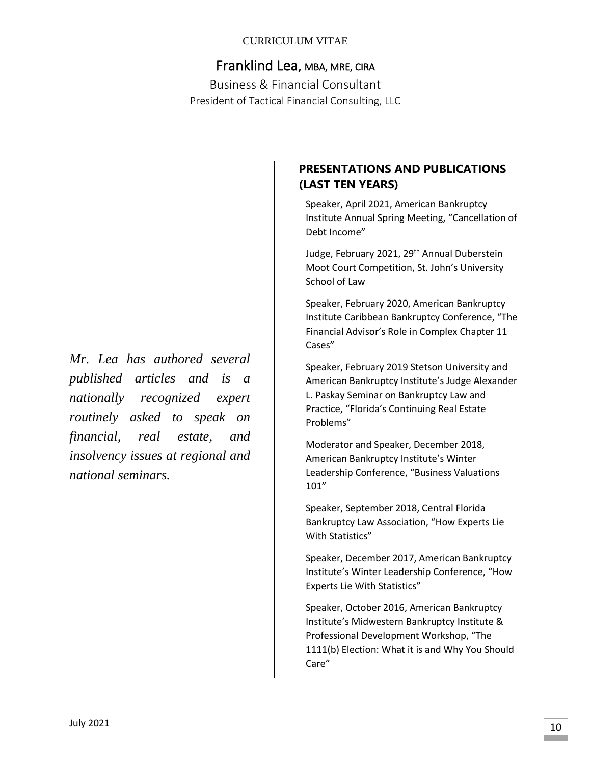CURRICULUM VITAE

# Franklind Lea, MBA, MRE, CIRA

Business & Financial Consultant

President of Tactical Financial Consulting, LLC

*Mr. Lea has authored several published articles and is a nationally recognized expert routinely asked to speak on financial, real estate, and insolvency issues at regional and national seminars.*

## PRESENTATIONS AND PUBLICATIONS (LAST TEN YEARS)

Speaker, April 2021, American Bankruptcy Institute Annual Spring Meeting, “Cancellation of Debt Income”

Judge, February 2021, 29th Annual Duberstein Moot Court Competition, St. John’s University School of Law

Speaker, February 2020, American Bankruptcy Institute Caribbean Bankruptcy Conference, “The Financial Advisor’s Role in Complex Chapter 11 Cases”

Speaker, February 2019 Stetson University and American Bankruptcy Institute’s Judge Alexander L. Paskay Seminar on Bankruptcy Law and Practice, “Florida’s Continuing Real Estate Problems”

Moderator and Speaker, December 2018, American Bankruptcy Institute’s Winter Leadership Conference, “Business Valuations 101”

Speaker, September 2018, Central Florida Bankruptcy Law Association, “How Experts Lie With Statistics”

Speaker, December 2017, American Bankruptcy Institute’s Winter Leadership Conference, “How Experts Lie With Statistics”

Speaker, October 2016, American Bankruptcy Institute’s Midwestern Bankruptcy Institute & Professional Development Workshop, “The 1111(b) Election: What it is and Why You Should Care”

July 2021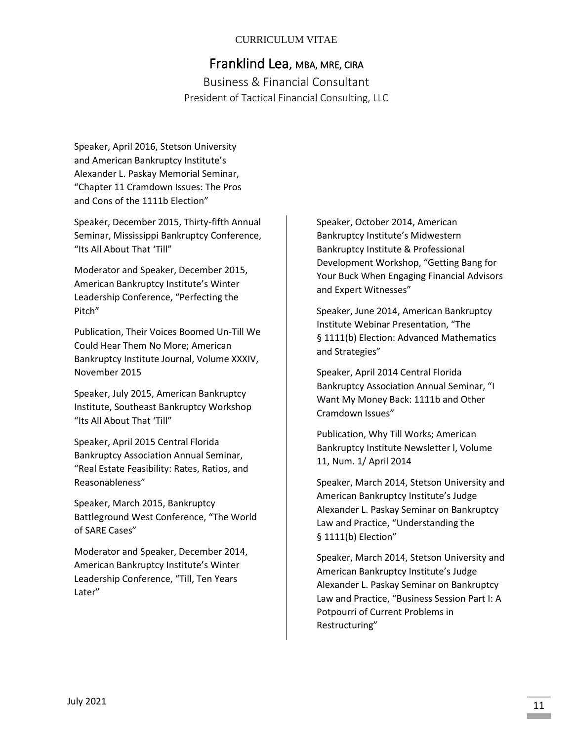CURRICULUM VITAE

# Franklind Lea, MBA, MRE, CIRA

Business & Financial Consultant

President of Tactical Financial Consulting, LLC

Speaker, April 2016, Stetson University and American Bankruptcy Institute's Alexander L. Paskay Memorial Seminar, "Chapter 11 Cramdown Issues: The Pros and Cons of the 1111b Election"

Speaker, December 2015, Thirty-fifth Annual Seminar, Mississippi Bankruptcy Conference, "Its All About That 'Till"

Moderator and Speaker, December 2015, American Bankruptcy Institute's Winter Leadership Conference, "Perfecting the Pitch"

Publication, Their Voices Boomed Un-Till We Could Hear Them No More; American Bankruptcy Institute Journal, Volume XXXIV, November 2015

Speaker, July 2015, American Bankruptcy Institute, Southeast Bankruptcy Workshop "Its All About That 'Till"

Speaker, April 2015 Central Florida Bankruptcy Association Annual Seminar, "Real Estate Feasibility: Rates, Ratios, and Reasonableness"

Speaker, March 2015, Bankruptcy Battleground West Conference, "The World of SARE Cases"

Moderator and Speaker, December 2014, American Bankruptcy Institute's Winter Leadership Conference, "Till, Ten Years Later"

Speaker, October 2014, American Bankruptcy Institute's Midwestern Bankruptcy Institute & Professional Development Workshop, "Getting Bang for Your Buck When Engaging Financial Advisors and Expert Witnesses"

Speaker, June 2014, American Bankruptcy Institute Webinar Presentation, "The § 1111(b) Election: Advanced Mathematics and Strategies"

Speaker, April 2014 Central Florida Bankruptcy Association Annual Seminar, "I Want My Money Back: 1111b and Other Cramdown Issues"

Publication, Why Till Works; American Bankruptcy Institute Newsletter l, Volume 11, Num. 1/ April 2014

Speaker, March 2014, Stetson University and American Bankruptcy Institute's Judge Alexander L. Paskay Seminar on Bankruptcy Law and Practice, "Understanding the § 1111(b) Election"

Speaker, March 2014, Stetson University and American Bankruptcy Institute's Judge Alexander L. Paskay Seminar on Bankruptcy Law and Practice, "Business Session Part I: A Potpourri of Current Problems in Restructuring"

July 2021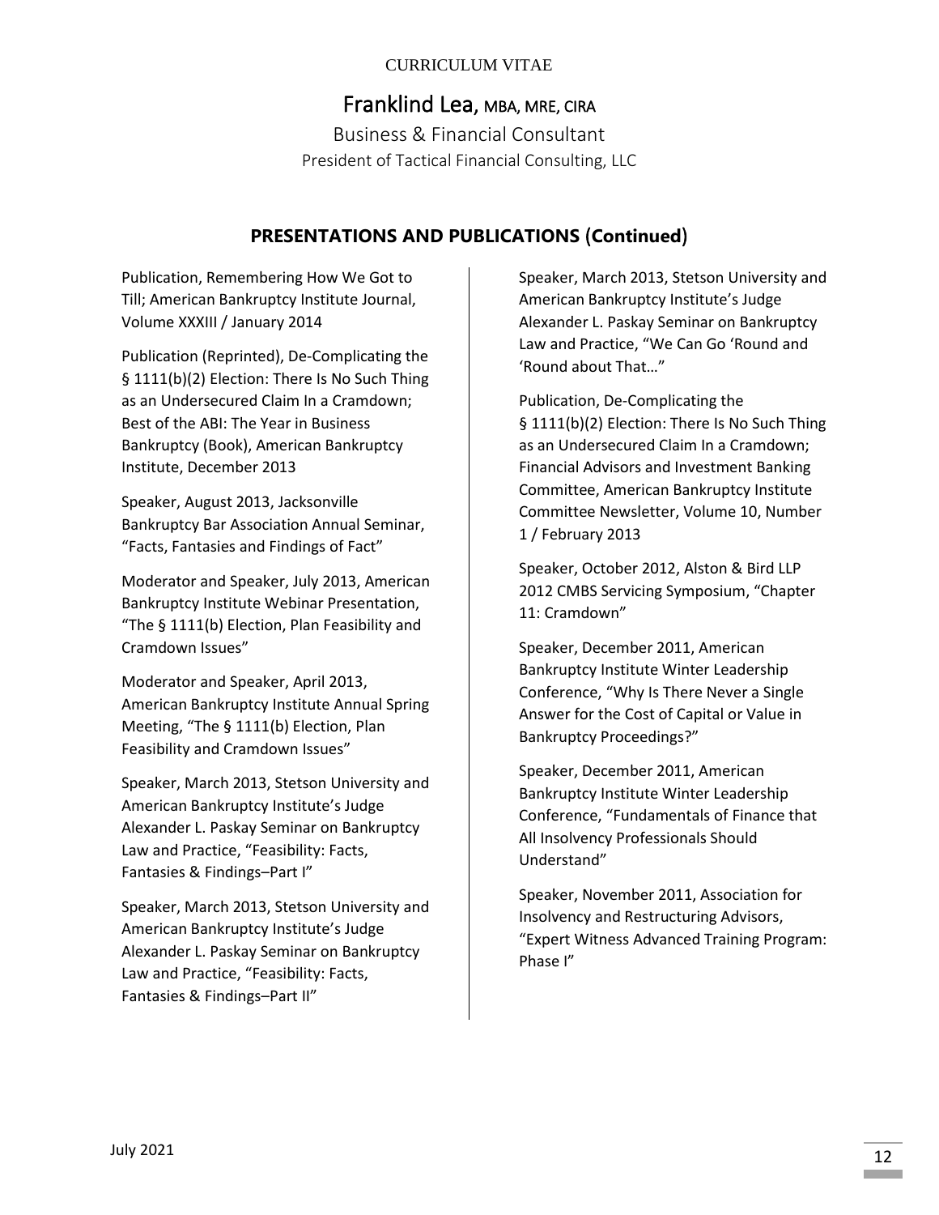CURRICULUM VITAE

# Franklind Lea, MBA, MRE, CIRA

Business & Financial Consultant

President of Tactical Financial Consulting, LLC

## PRESENTATIONS AND PUBLICATIONS (Continued)

Publication, Remembering How We Got to Till; American Bankruptcy Institute Journal, Volume XXXIII / January 2014

Publication (Reprinted), De-Complicating the § 1111(b)(2) Election: There Is No Such Thing as an Undersecured Claim In a Cramdown; Best of the ABI: The Year in Business Bankruptcy (Book), American Bankruptcy Institute, December 2013

Speaker, August 2013, Jacksonville Bankruptcy Bar Association Annual Seminar, "Facts, Fantasies and Findings of Fact"

Moderator and Speaker, July 2013, American Bankruptcy Institute Webinar Presentation, "The § 1111(b) Election, Plan Feasibility and Cramdown Issues"

Moderator and Speaker, April 2013, American Bankruptcy Institute Annual Spring Meeting, "The § 1111(b) Election, Plan Feasibility and Cramdown Issues"

Speaker, March 2013, Stetson University and American Bankruptcy Institute's Judge Alexander L. Paskay Seminar on Bankruptcy Law and Practice, "Feasibility: Facts, Fantasies & Findings–Part I"

Speaker, March 2013, Stetson University and American Bankruptcy Institute's Judge Alexander L. Paskay Seminar on Bankruptcy Law and Practice, "Feasibility: Facts, Fantasies & Findings–Part II"

Speaker, March 2013, Stetson University and American Bankruptcy Institute's Judge Alexander L. Paskay Seminar on Bankruptcy Law and Practice, "We Can Go 'Round and 'Round about That…"

Publication, De-Complicating the § 1111(b)(2) Election: There Is No Such Thing as an Undersecured Claim In a Cramdown; Financial Advisors and Investment Banking Committee, American Bankruptcy Institute Committee Newsletter, Volume 10, Number 1 / February 2013

Speaker, October 2012, Alston & Bird LLP 2012 CMBS Servicing Symposium, "Chapter 11: Cramdown"

Speaker, December 2011, American Bankruptcy Institute Winter Leadership Conference, "Why Is There Never a Single Answer for the Cost of Capital or Value in Bankruptcy Proceedings?"

Speaker, December 2011, American Bankruptcy Institute Winter Leadership Conference, "Fundamentals of Finance that All Insolvency Professionals Should Understand"

Speaker, November 2011, Association for Insolvency and Restructuring Advisors, "Expert Witness Advanced Training Program: Phase I"

July 2021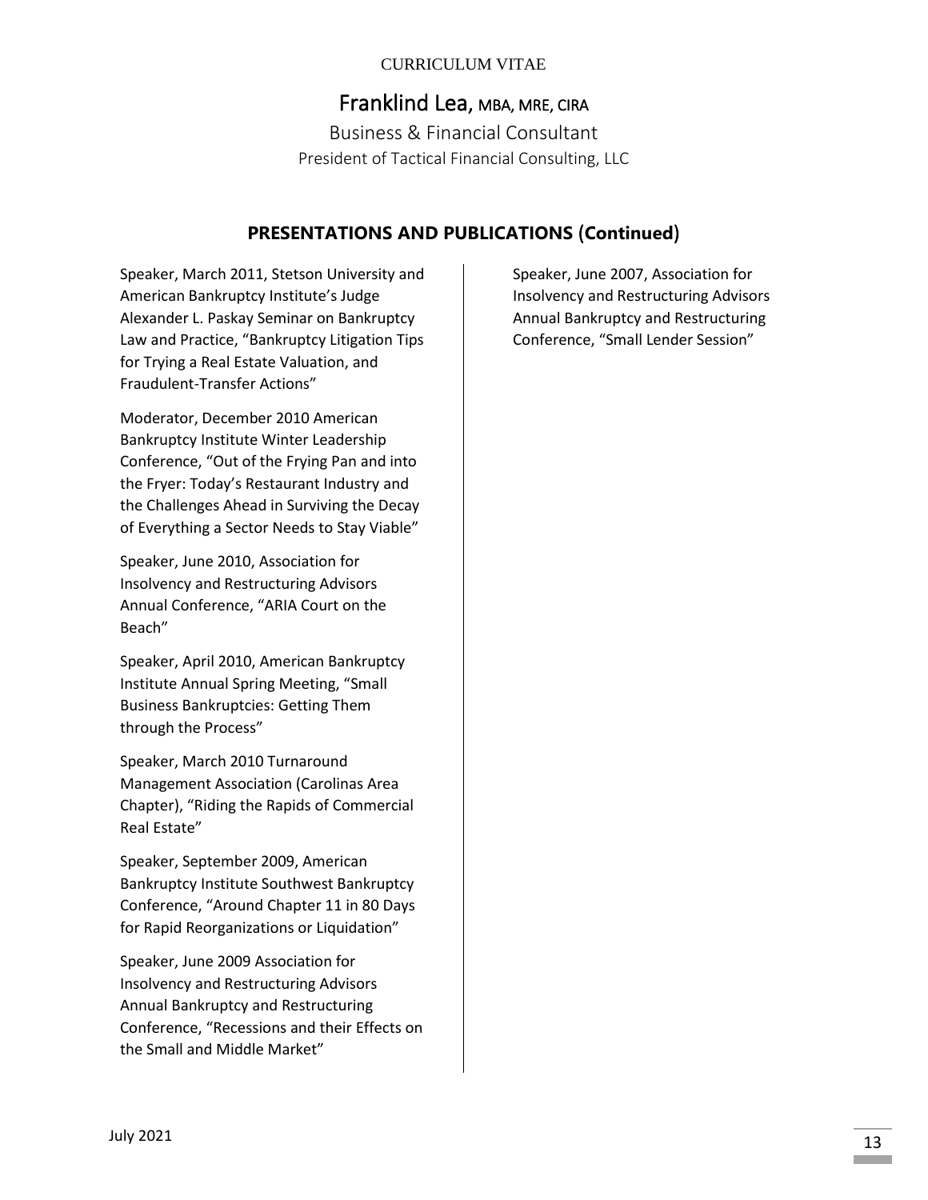CURRICULUM VITAE

# Franklind Lea, MBA, MRE, CIRA

Business & Financial Consultant

President of Tactical Financial Consulting, LLC

## PRESENTATIONS AND PUBLICATIONS (Continued)

Speaker, March 2011, Stetson University and American Bankruptcy Institute's Judge Alexander L. Paskay Seminar on Bankruptcy Law and Practice, "Bankruptcy Litigation Tips for Trying a Real Estate Valuation, and Fraudulent-Transfer Actions"

Moderator, December 2010 American Bankruptcy Institute Winter Leadership Conference, "Out of the Frying Pan and into the Fryer: Today's Restaurant Industry and the Challenges Ahead in Surviving the Decay of Everything a Sector Needs to Stay Viable"

Speaker, June 2010, Association for Insolvency and Restructuring Advisors Annual Conference, "ARIA Court on the Beach"

Speaker, April 2010, American Bankruptcy Institute Annual Spring Meeting, "Small Business Bankruptcies: Getting Them through the Process"

Speaker, March 2010 Turnaround Management Association (Carolinas Area Chapter), "Riding the Rapids of Commercial Real Estate"

Speaker, September 2009, American Bankruptcy Institute Southwest Bankruptcy Conference, "Around Chapter 11 in 80 Days for Rapid Reorganizations or Liquidation"

Speaker, June 2009 Association for Insolvency and Restructuring Advisors Annual Bankruptcy and Restructuring Conference, "Recessions and their Effects on the Small and Middle Market"

Speaker, June 2007, Association for Insolvency and Restructuring Advisors Annual Bankruptcy and Restructuring Conference, "Small Lender Session"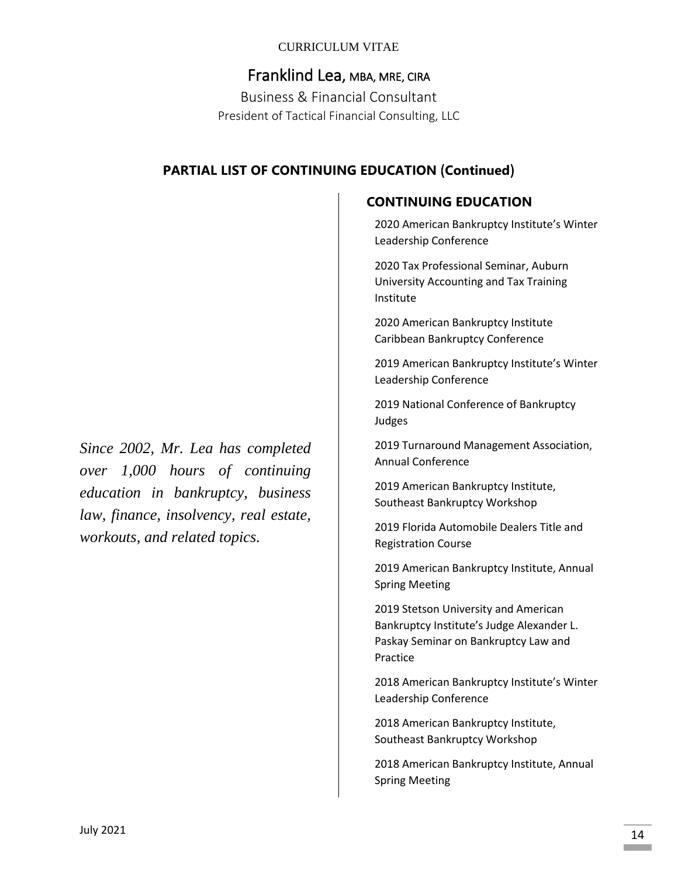CURRICULUM VITAE

# Franklind Lea, MBA, MRE, CIRA

Business & Financial Consultant

President of Tactical Financial Consulting, LLC

## PARTIAL LIST OF CONTINUING EDUCATION (Continued)

*Since 2002, Mr. Lea has completed over 1,000 hours of continuing education in bankruptcy, business law, finance, insolvency, real estate, workouts, and related topics.*

### CONTINUING EDUCATION

2020 American Bankruptcy Institute's Winter Leadership Conference

2020 Tax Professional Seminar, Auburn University Accounting and Tax Training Institute

2020 American Bankruptcy Institute Caribbean Bankruptcy Conference

2019 American Bankruptcy Institute's Winter Leadership Conference

2019 National Conference of Bankruptcy Judges

2019 Turnaround Management Association, Annual Conference

2019 American Bankruptcy Institute, Southeast Bankruptcy Workshop

2019 Florida Automobile Dealers Title and Registration Course

2019 American Bankruptcy Institute, Annual Spring Meeting

2019 Stetson University and American Bankruptcy Institute's Judge Alexander L. Paskay Seminar on Bankruptcy Law and Practice

2018 American Bankruptcy Institute's Winter Leadership Conference

2018 American Bankruptcy Institute, Southeast Bankruptcy Workshop

2018 American Bankruptcy Institute, Annual Spring Meeting

July 2021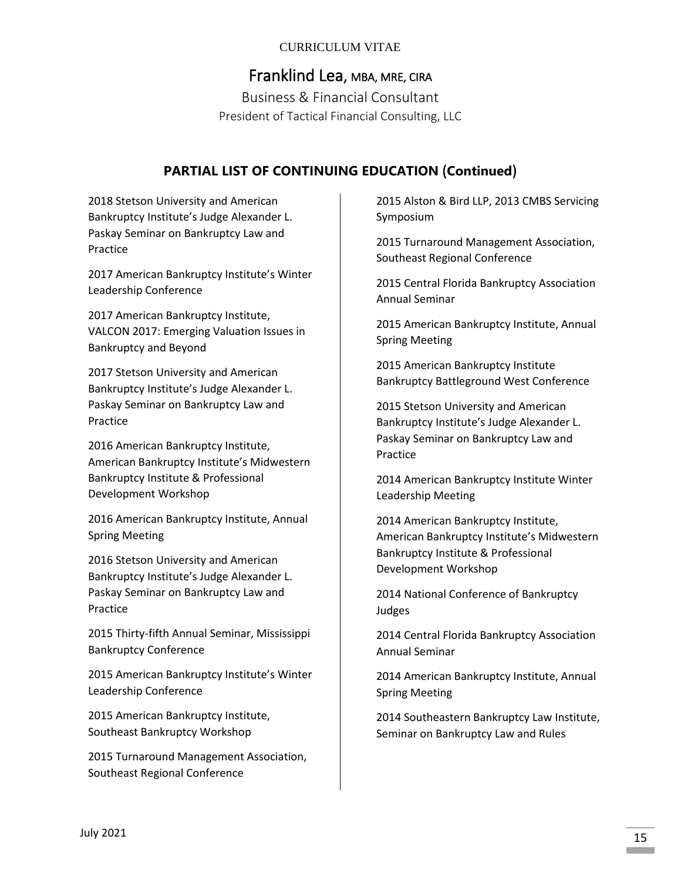## PARTIAL LIST OF CONTINUING EDUCATION (Continued)

2018 Stetson University and American Bankruptcy Institute's Judge Alexander L. Paskay Seminar on Bankruptcy Law and Practice

2017 American Bankruptcy Institute's Winter Leadership Conference

2017 American Bankruptcy Institute, VALCON 2017: Emerging Valuation Issues in Bankruptcy and Beyond

2017 Stetson University and American Bankruptcy Institute's Judge Alexander L. Paskay Seminar on Bankruptcy Law and Practice

2016 American Bankruptcy Institute, American Bankruptcy Institute's Midwestern Bankruptcy Institute & Professional Development Workshop

2016 American Bankruptcy Institute, Annual Spring Meeting

2016 Stetson University and American Bankruptcy Institute's Judge Alexander L. Paskay Seminar on Bankruptcy Law and Practice

2015 Thirty-fifth Annual Seminar, Mississippi Bankruptcy Conference

2015 American Bankruptcy Institute's Winter Leadership Conference

2015 American Bankruptcy Institute, Southeast Bankruptcy Workshop

2015 Turnaround Management Association, Southeast Regional Conference

2015 Alston & Bird LLP, 2013 CMBS Servicing Symposium

2015 Turnaround Management Association, Southeast Regional Conference

2015 Central Florida Bankruptcy Association Annual Seminar

2015 American Bankruptcy Institute, Annual Spring Meeting

2015 American Bankruptcy Institute Bankruptcy Battleground West Conference

2015 Stetson University and American Bankruptcy Institute's Judge Alexander L. Paskay Seminar on Bankruptcy Law and Practice

2014 American Bankruptcy Institute Winter Leadership Meeting

2014 American Bankruptcy Institute, American Bankruptcy Institute's Midwestern Bankruptcy Institute & Professional Development Workshop

2014 National Conference of Bankruptcy Judges

2014 Central Florida Bankruptcy Association Annual Seminar

2014 American Bankruptcy Institute, Annual Spring Meeting

2014 Southeastern Bankruptcy Law Institute, Seminar on Bankruptcy Law and Rules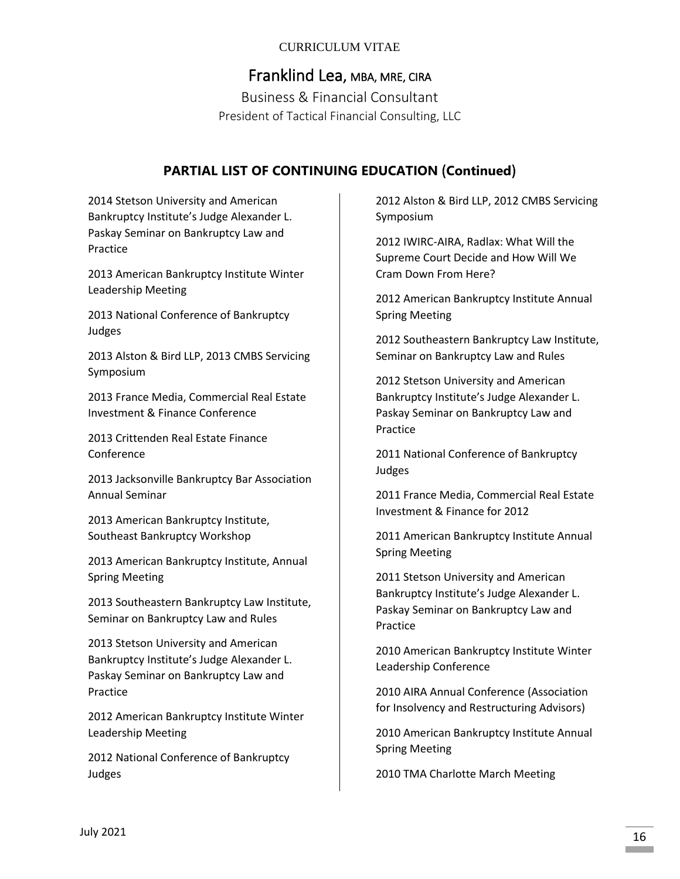CURRICULUM VITAE

# Franklind Lea, MBA, MRE, CIRA

Business & Financial Consultant

President of Tactical Financial Consulting, LLC

## PARTIAL LIST OF CONTINUING EDUCATION (Continued)

2014 Stetson University and American Bankruptcy Institute's Judge Alexander L. Paskay Seminar on Bankruptcy Law and Practice

2013 American Bankruptcy Institute Winter Leadership Meeting

2013 National Conference of Bankruptcy Judges

2013 Alston & Bird LLP, 2013 CMBS Servicing Symposium

2013 France Media, Commercial Real Estate Investment & Finance Conference

2013 Crittenden Real Estate Finance Conference

2013 Jacksonville Bankruptcy Bar Association Annual Seminar

2013 American Bankruptcy Institute, Southeast Bankruptcy Workshop

2013 American Bankruptcy Institute, Annual Spring Meeting

2013 Southeastern Bankruptcy Law Institute, Seminar on Bankruptcy Law and Rules

2013 Stetson University and American Bankruptcy Institute's Judge Alexander L. Paskay Seminar on Bankruptcy Law and Practice

2012 American Bankruptcy Institute Winter Leadership Meeting

2012 National Conference of Bankruptcy Judges

2012 Alston & Bird LLP, 2012 CMBS Servicing Symposium

2012 IWIRC-AIRA, Radlax: What Will the Supreme Court Decide and How Will We Cram Down From Here?

2012 American Bankruptcy Institute Annual Spring Meeting

2012 Southeastern Bankruptcy Law Institute, Seminar on Bankruptcy Law and Rules

2012 Stetson University and American Bankruptcy Institute's Judge Alexander L. Paskay Seminar on Bankruptcy Law and Practice

2011 National Conference of Bankruptcy Judges

2011 France Media, Commercial Real Estate Investment & Finance for 2012

2011 American Bankruptcy Institute Annual Spring Meeting

2011 Stetson University and American Bankruptcy Institute's Judge Alexander L. Paskay Seminar on Bankruptcy Law and Practice

2010 American Bankruptcy Institute Winter Leadership Conference

2010 AIRA Annual Conference (Association for Insolvency and Restructuring Advisors)

2010 American Bankruptcy Institute Annual Spring Meeting

2010 TMA Charlotte March Meeting

July 2021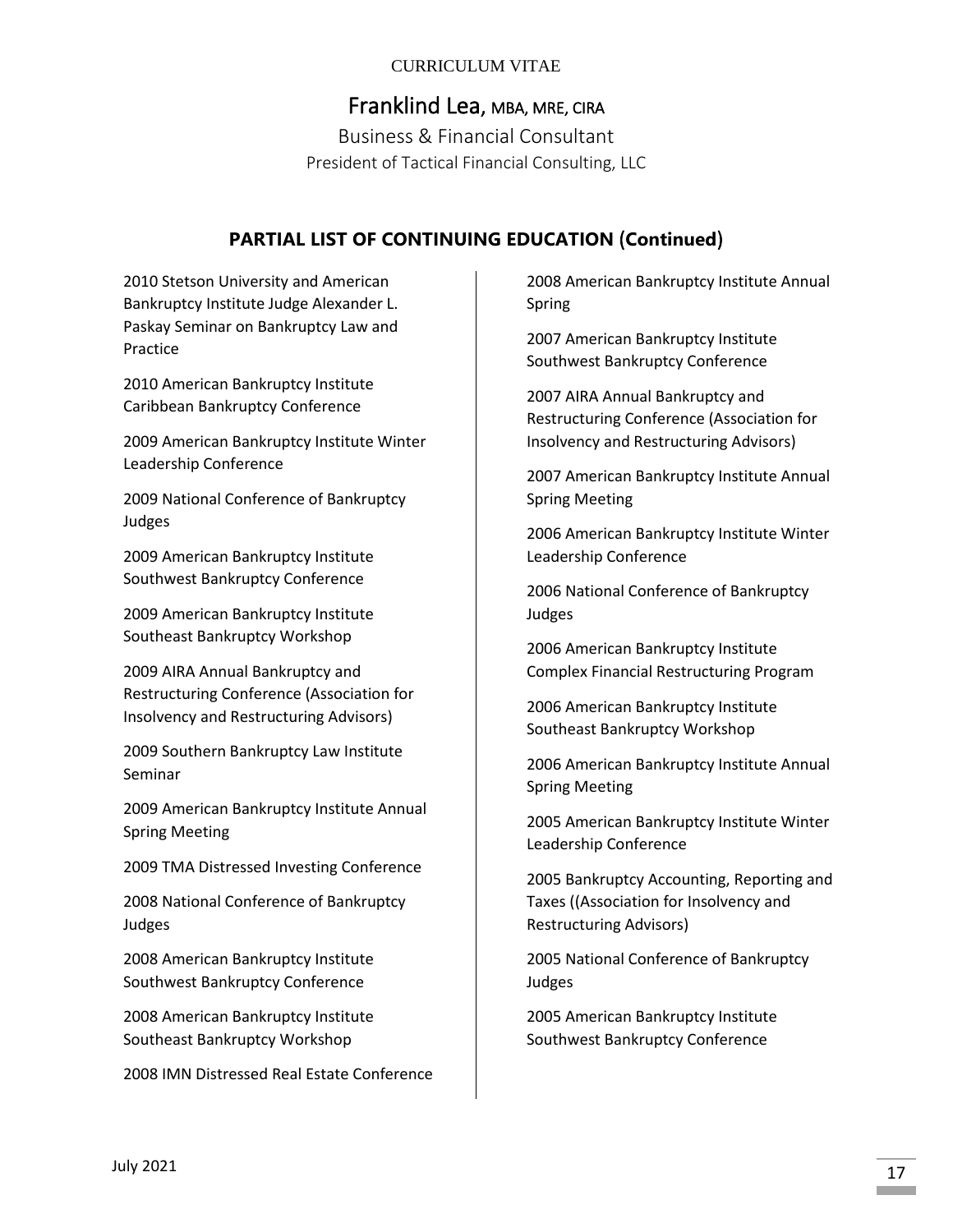CURRICULUM VITAE

# Franklind Lea, MBA, MRE, CIRA

Business & Financial Consultant

President of Tactical Financial Consulting, LLC

## PARTIAL LIST OF CONTINUING EDUCATION (Continued)

2010 Stetson University and American Bankruptcy Institute Judge Alexander L. Paskay Seminar on Bankruptcy Law and Practice

2010 American Bankruptcy Institute Caribbean Bankruptcy Conference

2009 American Bankruptcy Institute Winter Leadership Conference

2009 National Conference of Bankruptcy Judges

2009 American Bankruptcy Institute Southwest Bankruptcy Conference

2009 American Bankruptcy Institute Southeast Bankruptcy Workshop

2009 AIRA Annual Bankruptcy and Restructuring Conference (Association for Insolvency and Restructuring Advisors)

2009 Southern Bankruptcy Law Institute Seminar

2009 American Bankruptcy Institute Annual Spring Meeting

2009 TMA Distressed Investing Conference

2008 National Conference of Bankruptcy Judges

2008 American Bankruptcy Institute Southwest Bankruptcy Conference

2008 American Bankruptcy Institute Southeast Bankruptcy Workshop

2008 IMN Distressed Real Estate Conference

2008 American Bankruptcy Institute Annual Spring

2007 American Bankruptcy Institute Southwest Bankruptcy Conference

2007 AIRA Annual Bankruptcy and Restructuring Conference (Association for Insolvency and Restructuring Advisors)

2007 American Bankruptcy Institute Annual Spring Meeting

2006 American Bankruptcy Institute Winter Leadership Conference

2006 National Conference of Bankruptcy Judges

2006 American Bankruptcy Institute Complex Financial Restructuring Program

2006 American Bankruptcy Institute Southeast Bankruptcy Workshop

2006 American Bankruptcy Institute Annual Spring Meeting

2005 American Bankruptcy Institute Winter Leadership Conference

2005 Bankruptcy Accounting, Reporting and Taxes ((Association for Insolvency and Restructuring Advisors)

2005 National Conference of Bankruptcy Judges

2005 American Bankruptcy Institute Southwest Bankruptcy Conference

July 2021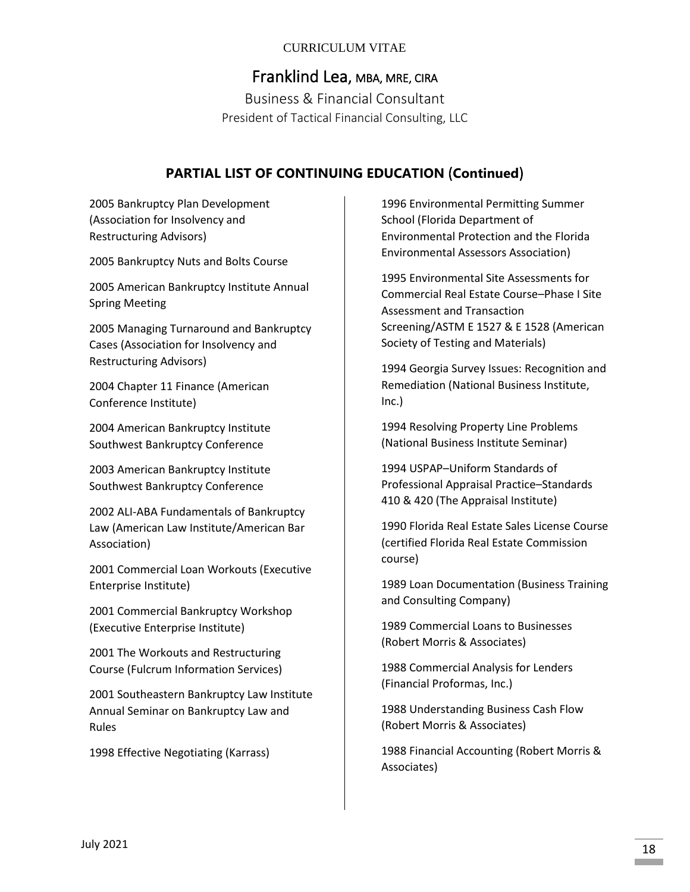CURRICULUM VITAE

# Franklind Lea, MBA, MRE, CIRA

Business & Financial Consultant

President of Tactical Financial Consulting, LLC

## PARTIAL LIST OF CONTINUING EDUCATION (Continued)

2005 Bankruptcy Plan Development (Association for Insolvency and Restructuring Advisors)

2005 Bankruptcy Nuts and Bolts Course

2005 American Bankruptcy Institute Annual Spring Meeting

2005 Managing Turnaround and Bankruptcy Cases (Association for Insolvency and Restructuring Advisors)

2004 Chapter 11 Finance (American Conference Institute)

2004 American Bankruptcy Institute Southwest Bankruptcy Conference

2003 American Bankruptcy Institute Southwest Bankruptcy Conference

2002 ALI-ABA Fundamentals of Bankruptcy Law (American Law Institute/American Bar Association)

2001 Commercial Loan Workouts (Executive Enterprise Institute)

2001 Commercial Bankruptcy Workshop (Executive Enterprise Institute)

2001 The Workouts and Restructuring Course (Fulcrum Information Services)

2001 Southeastern Bankruptcy Law Institute Annual Seminar on Bankruptcy Law and Rules

1998 Effective Negotiating (Karrass)

1996 Environmental Permitting Summer School (Florida Department of Environmental Protection and the Florida Environmental Assessors Association)

1995 Environmental Site Assessments for Commercial Real Estate Course–Phase I Site Assessment and Transaction Screening/ASTM E 1527 & E 1528 (American Society of Testing and Materials)

1994 Georgia Survey Issues: Recognition and Remediation (National Business Institute, Inc.)

1994 Resolving Property Line Problems (National Business Institute Seminar)

1994 USPAP–Uniform Standards of Professional Appraisal Practice–Standards 410 & 420 (The Appraisal Institute)

1990 Florida Real Estate Sales License Course (certified Florida Real Estate Commission course)

1989 Loan Documentation (Business Training and Consulting Company)

1989 Commercial Loans to Businesses (Robert Morris & Associates)

1988 Commercial Analysis for Lenders (Financial Proformas, Inc.)

1988 Understanding Business Cash Flow (Robert Morris & Associates)

1988 Financial Accounting (Robert Morris & Associates)

July 2021